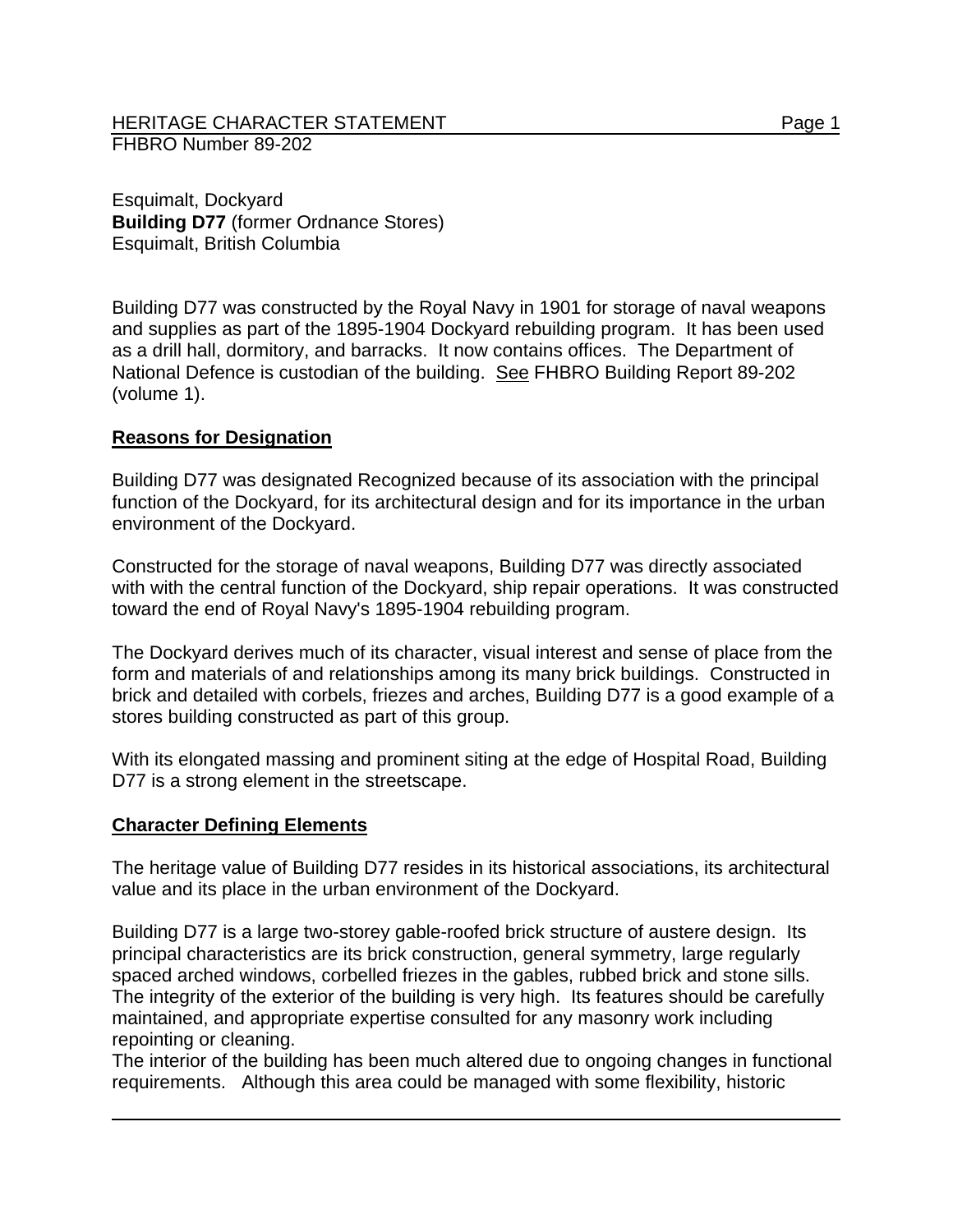HERITAGE CHARACTER STATEMENT
FHBRO Number 89-202

Esquimalt, Dockyard
**Building D77** (former Ordnance Stores)
Esquimalt, British Columbia

Building D77 was constructed by the Royal Navy in 1901 for storage of naval weapons and supplies as part of the 1895-1904 Dockyard rebuilding program. It has been used as a drill hall, dormitory, and barracks. It now contains offices. The Department of National Defence is custodian of the building. See FHBRO Building Report 89-202 (volume 1).

## Reasons for Designation

Building D77 was designated Recognized because of its association with the principal function of the Dockyard, for its architectural design and for its importance in the urban environment of the Dockyard.

Constructed for the storage of naval weapons, Building D77 was directly associated with with the central function of the Dockyard, ship repair operations. It was constructed toward the end of Royal Navy's 1895-1904 rebuilding program.

The Dockyard derives much of its character, visual interest and sense of place from the form and materials of and relationships among its many brick buildings. Constructed in brick and detailed with corbels, friezes and arches, Building D77 is a good example of a stores building constructed as part of this group.

With its elongated massing and prominent siting at the edge of Hospital Road, Building D77 is a strong element in the streetscape.

## Character Defining Elements

The heritage value of Building D77 resides in its historical associations, its architectural value and its place in the urban environment of the Dockyard.

Building D77 is a large two-storey gable-roofed brick structure of austere design. Its principal characteristics are its brick construction, general symmetry, large regularly spaced arched windows, corbelled friezes in the gables, rubbed brick and stone sills. The integrity of the exterior of the building is very high. Its features should be carefully maintained, and appropriate expertise consulted for any masonry work including repointing or cleaning.
The interior of the building has been much altered due to ongoing changes in functional requirements. Although this area could be managed with some flexibility, historic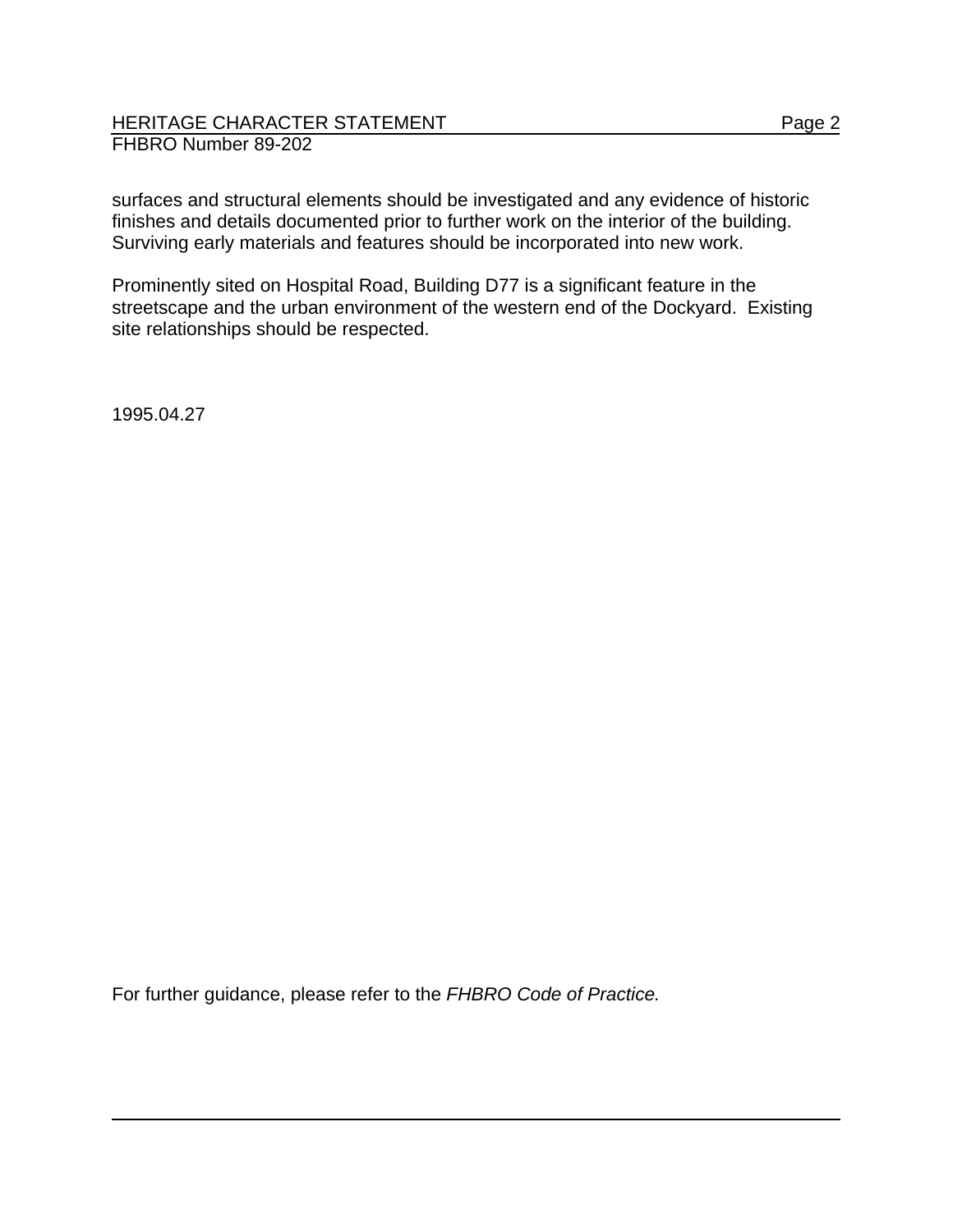surfaces and structural elements should be investigated and any evidence of historic finishes and details documented prior to further work on the interior of the building. Surviving early materials and features should be incorporated into new work.

Prominently sited on Hospital Road, Building D77 is a significant feature in the streetscape and the urban environment of the western end of the Dockyard. Existing site relationships should be respected.

1995.04.27

For further guidance, please refer to the *FHBRO Code of Practice.*